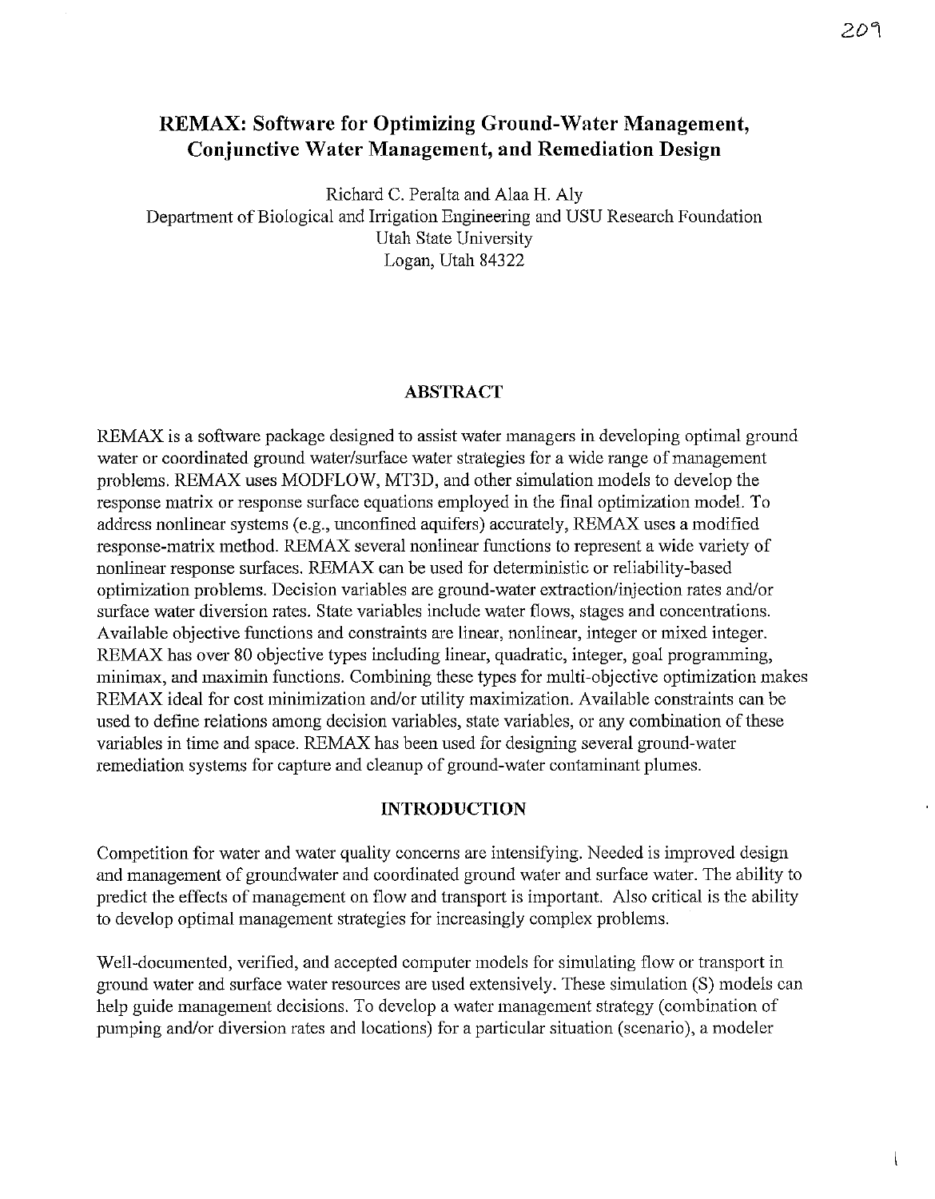# REMAX: Software for Optimizing Ground-Water Management, Conjunctive Water Management, and Remediation Design

Richard C. Peralta and Alaa H. Aly
Department of Biological and Irrigation Engineering and USU Research Foundation
Utah State University
Logan, Utah 84322

## ABSTRACT

REMAX is a software package designed to assist water managers in developing optimal ground water or coordinated ground water/surface water strategies for a wide range of management problems. REMAX uses MODFLOW, MT3D, and other simulation models to develop the response matrix or response surface equations employed in the final optimization model. To address nonlinear systems (e.g., unconfined aquifers) accurately, REMAX uses a modified response-matrix method. REMAX several nonlinear functions to represent a wide variety of nonlinear response surfaces. REMAX can be used for deterministic or reliability-based optimization problems. Decision variables are ground-water extraction/injection rates and/or surface water diversion rates. State variables include water flows, stages and concentrations. Available objective functions and constraints are linear, nonlinear, integer or mixed integer. REMAX has over 80 objective types including linear, quadratic, integer, goal programming, minimax, and maximin functions. Combining these types for multi-objective optimization makes REMAX ideal for cost minimization and/or utility maximization. Available constraints can be used to define relations among decision variables, state variables, or any combination of these variables in time and space. REMAX has been used for designing several ground-water remediation systems for capture and cleanup of ground-water contaminant plumes.

## INTRODUCTION

Competition for water and water quality concerns are intensifying. Needed is improved design and management of groundwater and coordinated ground water and surface water. The ability to predict the effects of management on flow and transport is important. Also critical is the ability to develop optimal management strategies for increasingly complex problems.

Well-documented, verified, and accepted computer models for simulating flow or transport in ground water and surface water resources are used extensively. These simulation (S) models can help guide management decisions. To develop a water management strategy (combination of pumping and/or diversion rates and locations) for a particular situation (scenario), a modeler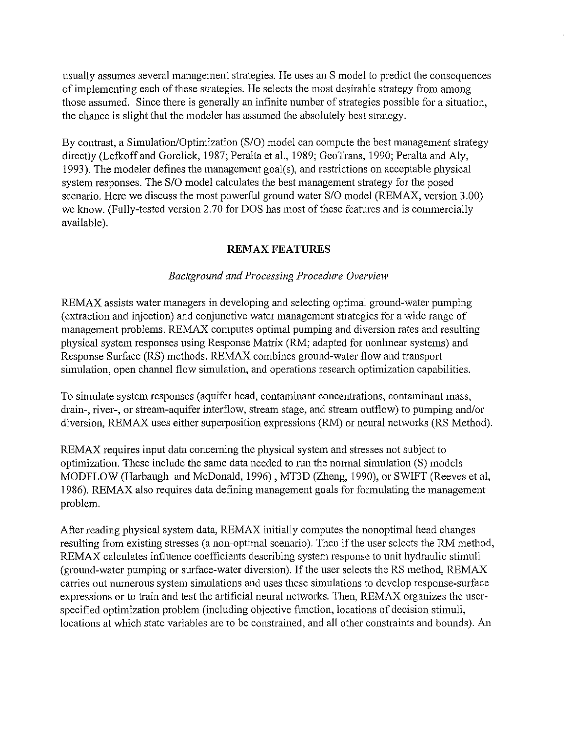usually assumes several management strategies. He uses an S model to predict the consequences of implementing each of these strategies. He selects the most desirable strategy from among those assumed. Since there is generally an infinite number of strategies possible for a situation, the chance is slight that the modeler has assumed the absolutely best strategy.

By contrast, a Simulation/Optimization (S/O) model can compute the best management strategy directly (Lefkoff and Gorelick, 1987; Peralta et al., 1989; GeoTrans, 1990; Peralta and Aly, 1993). The modeler defines the management goal(s), and restrictions on acceptable physical system responses. The S/O model calculates the best management strategy for the posed scenario. Here we discuss the most powerful ground water S/O model (REMAX, version 3.00) we know. (Fully-tested version 2.70 for DOS has most of these features and is commercially available).

## REMAX FEATURES

### *Background and Processing Procedure Overview*

REMAX assists water managers in developing and selecting optimal ground-water pumping (extraction and injection) and conjunctive water management strategies for a wide range of management problems. REMAX computes optimal pumping and diversion rates and resulting physical system responses using Response Matrix (RM; adapted for nonlinear systems) and Response Surface (RS) methods. REMAX combines ground-water flow and transport simulation, open channel flow simulation, and operations research optimization capabilities.

To simulate system responses (aquifer head, contaminant concentrations, contaminant mass, drain-, river-, or stream-aquifer interflow, stream stage, and stream outflow) to pumping and/or diversion, REMAX uses either superposition expressions (RM) or neural networks (RS Method).

REMAX requires input data concerning the physical system and stresses not subject to optimization. These include the same data needed to run the normal simulation (S) models MODFLOW (Harbaugh and McDonald, 1996) , MT3D (Zheng, 1990), or SWIFT (Reeves et al, 1986). REMAX also requires data defining management goals for formulating the management problem.

After reading physical system data, REMAX initially computes the nonoptimal head changes resulting from existing stresses (a non-optimal scenario). Then if the user selects the RM method, REMAX calculates influence coefficients describing system response to unit hydraulic stimuli (ground-water pumping or surface-water diversion). If the user selects the RS method, REMAX carries out numerous system simulations and uses these simulations to develop response-surface expressions or to train and test the artificial neural networks. Then, REMAX organizes the user-specified optimization problem (including objective function, locations of decision stimuli, locations at which state variables are to be constrained, and all other constraints and bounds). An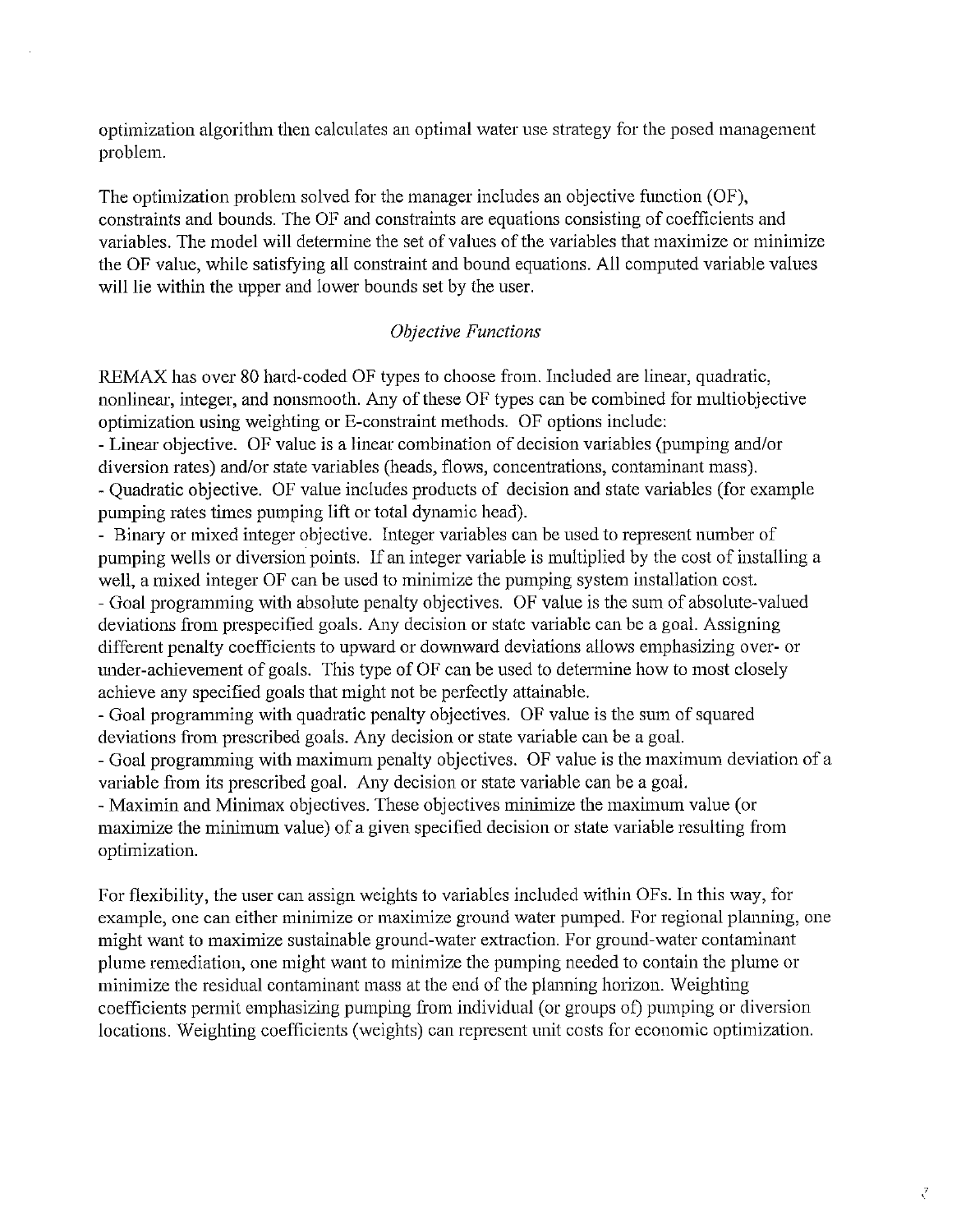optimization algorithm then calculates an optimal water use strategy for the posed management problem.

The optimization problem solved for the manager includes an objective function (OF), constraints and bounds. The OF and constraints are equations consisting of coefficients and variables. The model will determine the set of values of the variables that maximize or minimize the OF value, while satisfying all constraint and bound equations. All computed variable values will lie within the upper and lower bounds set by the user.

### *Objective Functions*

REMAX has over 80 hard-coded OF types to choose from. Included are linear, quadratic, nonlinear, integer, and nonsmooth. Any of these OF types can be combined for multiobjective optimization using weighting or E-constraint methods. OF options include:

- Linear objective. OF value is a linear combination of decision variables (pumping and/or diversion rates) and/or state variables (heads, flows, concentrations, contaminant mass).
- Quadratic objective. OF value includes products of decision and state variables (for example pumping rates times pumping lift or total dynamic head).
- Binary or mixed integer objective. Integer variables can be used to represent number of pumping wells or diversion points. If an integer variable is multiplied by the cost of installing a well, a mixed integer OF can be used to minimize the pumping system installation cost.
- Goal programming with absolute penalty objectives. OF value is the sum of absolute-valued deviations from prespecified goals. Any decision or state variable can be a goal. Assigning different penalty coefficients to upward or downward deviations allows emphasizing over- or under-achievement of goals. This type of OF can be used to determine how to most closely achieve any specified goals that might not be perfectly attainable.
- Goal programming with quadratic penalty objectives. OF value is the sum of squared deviations from prescribed goals. Any decision or state variable can be a goal.
- Goal programming with maximum penalty objectives. OF value is the maximum deviation of a variable from its prescribed goal. Any decision or state variable can be a goal.
- Maximin and Minimax objectives. These objectives minimize the maximum value (or maximize the minimum value) of a given specified decision or state variable resulting from optimization.

For flexibility, the user can assign weights to variables included within OFs. In this way, for example, one can either minimize or maximize ground water pumped. For regional planning, one might want to maximize sustainable ground-water extraction. For ground-water contaminant plume remediation, one might want to minimize the pumping needed to contain the plume or minimize the residual contaminant mass at the end of the planning horizon. Weighting coefficients permit emphasizing pumping from individual (or groups of) pumping or diversion locations. Weighting coefficients (weights) can represent unit costs for economic optimization.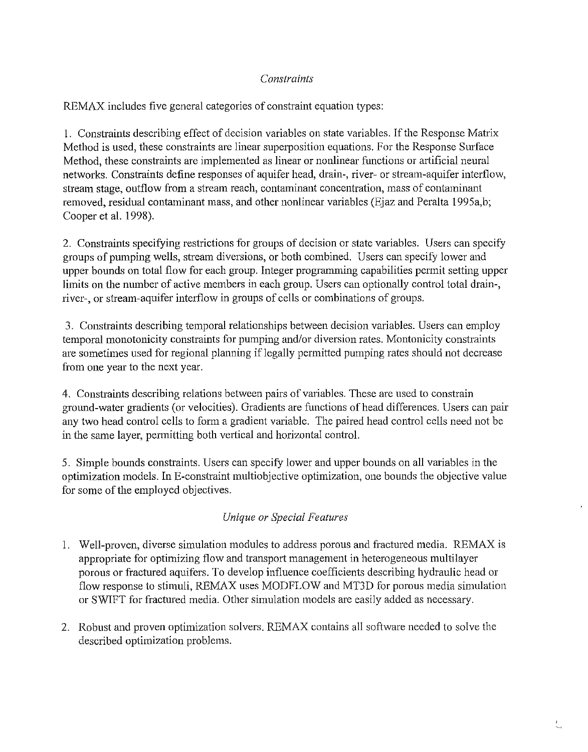### *Constraints*

REMAX includes five general categories of constraint equation types:

1. Constraints describing effect of decision variables on state variables. If the Response Matrix Method is used, these constraints are linear superposition equations. For the Response Surface Method, these constraints are implemented as linear or nonlinear functions or artificial neural networks. Constraints define responses of aquifer head, drain-, river- or stream-aquifer interflow, stream stage, outflow from a stream reach, contaminant concentration, mass of contaminant removed, residual contaminant mass, and other nonlinear variables (Ejaz and Peralta 1995a,b; Cooper et al. 1998).

2. Constraints specifying restrictions for groups of decision or state variables. Users can specify groups of pumping wells, stream diversions, or both combined. Users can specify lower and upper bounds on total flow for each group. Integer programming capabilities permit setting upper limits on the number of active members in each group. Users can optionally control total drain-, river-, or stream-aquifer interflow in groups of cells or combinations of groups.

3. Constraints describing temporal relationships between decision variables. Users can employ temporal monotonicity constraints for pumping and/or diversion rates. Montonicity constraints are sometimes used for regional planning if legally permitted pumping rates should not decrease from one year to the next year.

4. Constraints describing relations between pairs of variables. These are used to constrain ground-water gradients (or velocities). Gradients are functions of head differences. Users can pair any two head control cells to form a gradient variable. The paired head control cells need not be in the same layer, permitting both vertical and horizontal control.

5. Simple bounds constraints. Users can specify lower and upper bounds on all variables in the optimization models. In E-constraint multiobjective optimization, one bounds the objective value for some of the employed objectives.

### *Unique or Special Features*

1. Well-proven, diverse simulation modules to address porous and fractured media. REMAX is appropriate for optimizing flow and transport management in heterogeneous multilayer porous or fractured aquifers. To develop influence coefficients describing hydraulic head or flow response to stimuli, REMAX uses MODFLOW and MT3D for porous media simulation or SWIFT for fractured media. Other simulation models are easily added as necessary.

2. Robust and proven optimization solvers. REMAX contains all software needed to solve the described optimization problems.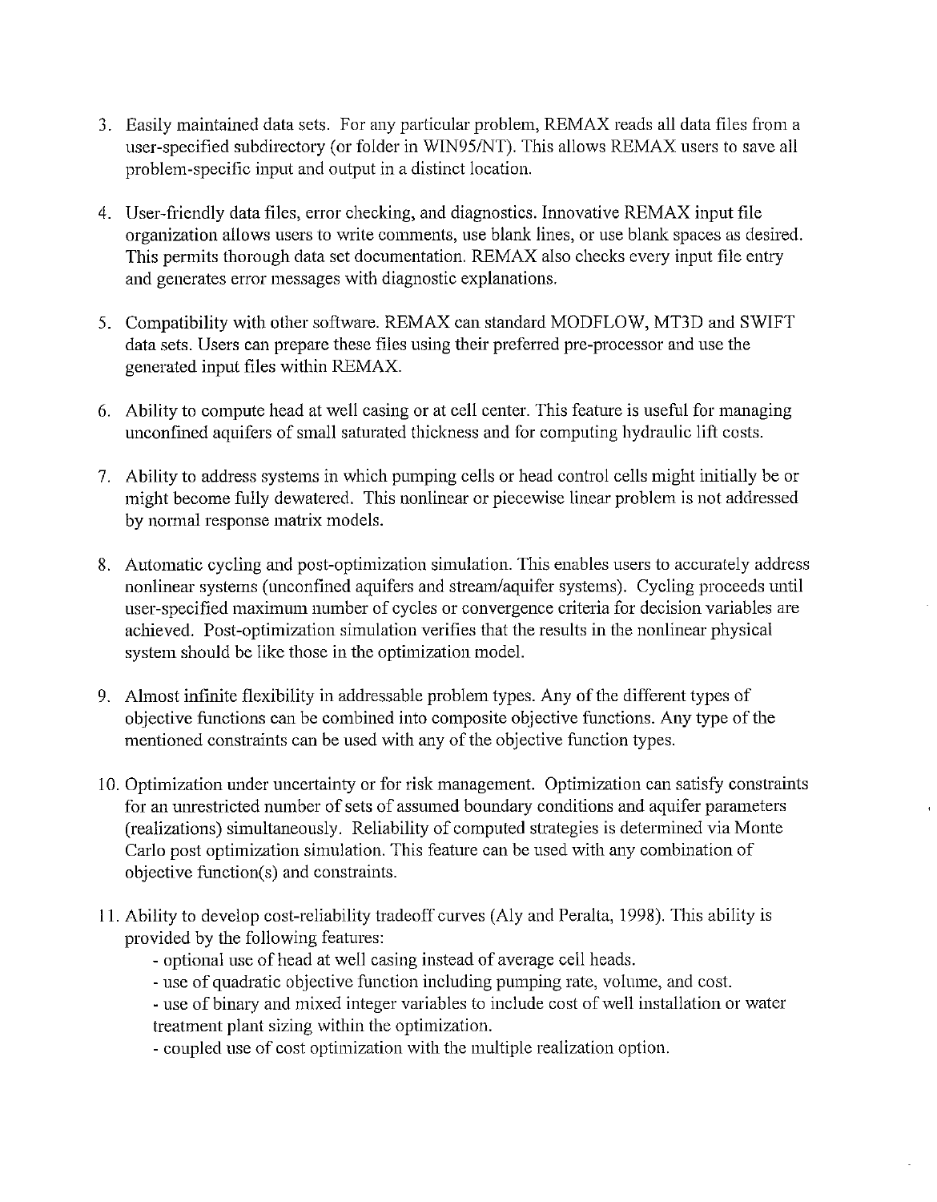3. Easily maintained data sets. For any particular problem, REMAX reads all data files from a user-specified subdirectory (or folder in WIN95/NT). This allows REMAX users to save all problem-specific input and output in a distinct location.

4. User-friendly data files, error checking, and diagnostics. Innovative REMAX input file organization allows users to write comments, use blank lines, or use blank spaces as desired. This permits thorough data set documentation. REMAX also checks every input file entry and generates error messages with diagnostic explanations.

5. Compatibility with other software. REMAX can standard MODFLOW, MT3D and SWIFT data sets. Users can prepare these files using their preferred pre-processor and use the generated input files within REMAX.

6. Ability to compute head at well casing or at cell center. This feature is useful for managing unconfined aquifers of small saturated thickness and for computing hydraulic lift costs.

7. Ability to address systems in which pumping cells or head control cells might initially be or might become fully dewatered. This nonlinear or piecewise linear problem is not addressed by normal response matrix models.

8. Automatic cycling and post-optimization simulation. This enables users to accurately address nonlinear systems (unconfined aquifers and stream/aquifer systems). Cycling proceeds until user-specified maximum number of cycles or convergence criteria for decision variables are achieved. Post-optimization simulation verifies that the results in the nonlinear physical system should be like those in the optimization model.

9. Almost infinite flexibility in addressable problem types. Any of the different types of objective functions can be combined into composite objective functions. Any type of the mentioned constraints can be used with any of the objective function types.

10. Optimization under uncertainty or for risk management. Optimization can satisfy constraints for an unrestricted number of sets of assumed boundary conditions and aquifer parameters (realizations) simultaneously. Reliability of computed strategies is determined via Monte Carlo post optimization simulation. This feature can be used with any combination of objective function(s) and constraints.

11. Ability to develop cost-reliability tradeoff curves (Aly and Peralta, 1998). This ability is provided by the following features:
    - optional use of head at well casing instead of average cell heads.
    - use of quadratic objective function including pumping rate, volume, and cost.
    - use of binary and mixed integer variables to include cost of well installation or water treatment plant sizing within the optimization.
    - coupled use of cost optimization with the multiple realization option.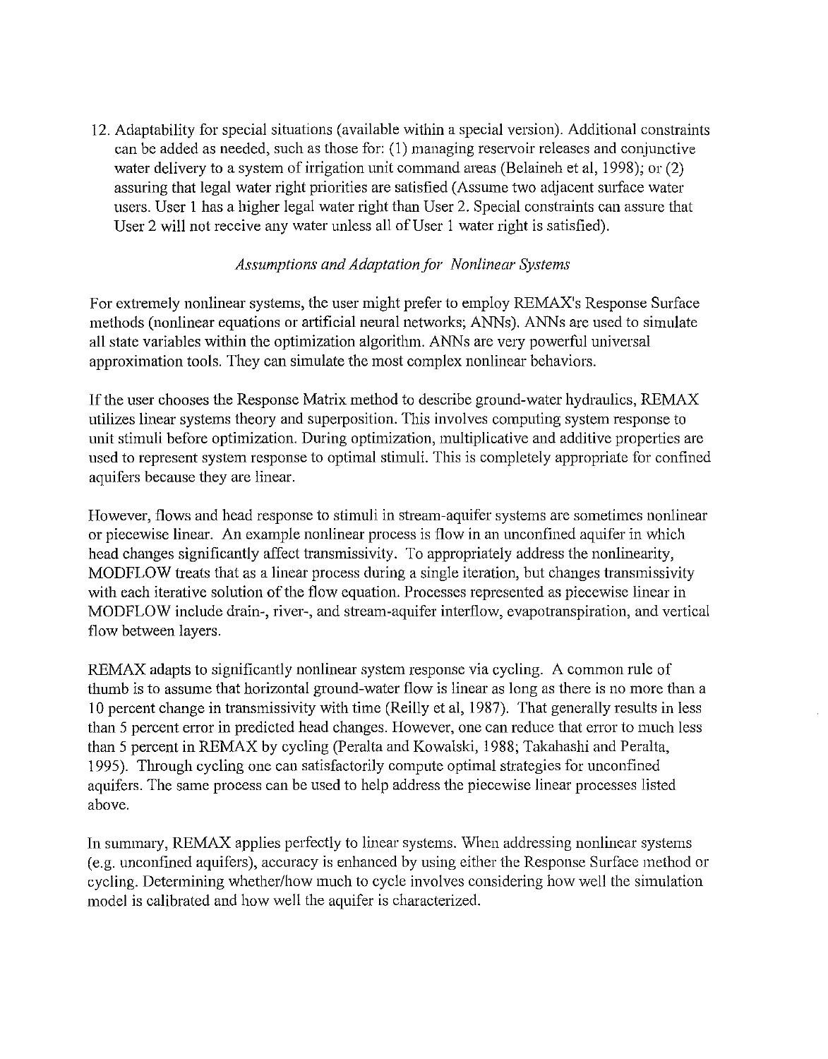12. Adaptability for special situations (available within a special version). Additional constraints can be added as needed, such as those for: (1) managing reservoir releases and conjunctive water delivery to a system of irrigation unit command areas (Belaineh et al, 1998); or (2) assuring that legal water right priorities are satisfied (Assume two adjacent surface water users. User 1 has a higher legal water right than User 2. Special constraints can assure that User 2 will not receive any water unless all of User 1 water right is satisfied).

### *Assumptions and Adaptation for Nonlinear Systems*

For extremely nonlinear systems, the user might prefer to employ REMAX's Response Surface methods (nonlinear equations or artificial neural networks; ANNs). ANNs are used to simulate all state variables within the optimization algorithm. ANNs are very powerful universal approximation tools. They can simulate the most complex nonlinear behaviors.

If the user chooses the Response Matrix method to describe ground-water hydraulics, REMAX utilizes linear systems theory and superposition. This involves computing system response to unit stimuli before optimization. During optimization, multiplicative and additive properties are used to represent system response to optimal stimuli. This is completely appropriate for confined aquifers because they are linear.

However, flows and head response to stimuli in stream-aquifer systems are sometimes nonlinear or piecewise linear. An example nonlinear process is flow in an unconfined aquifer in which head changes significantly affect transmissivity. To appropriately address the nonlinearity, MODFLOW treats that as a linear process during a single iteration, but changes transmissivity with each iterative solution of the flow equation. Processes represented as piecewise linear in MODFLOW include drain-, river-, and stream-aquifer interflow, evapotranspiration, and vertical flow between layers.

REMAX adapts to significantly nonlinear system response via cycling. A common rule of thumb is to assume that horizontal ground-water flow is linear as long as there is no more than a 10 percent change in transmissivity with time (Reilly et al, 1987). That generally results in less than 5 percent error in predicted head changes. However, one can reduce that error to much less than 5 percent in REMAX by cycling (Peralta and Kowalski, 1988; Takahashi and Peralta, 1995). Through cycling one can satisfactorily compute optimal strategies for unconfined aquifers. The same process can be used to help address the piecewise linear processes listed above.

In summary, REMAX applies perfectly to linear systems. When addressing nonlinear systems (e.g. unconfined aquifers), accuracy is enhanced by using either the Response Surface method or cycling. Determining whether/how much to cycle involves considering how well the simulation model is calibrated and how well the aquifer is characterized.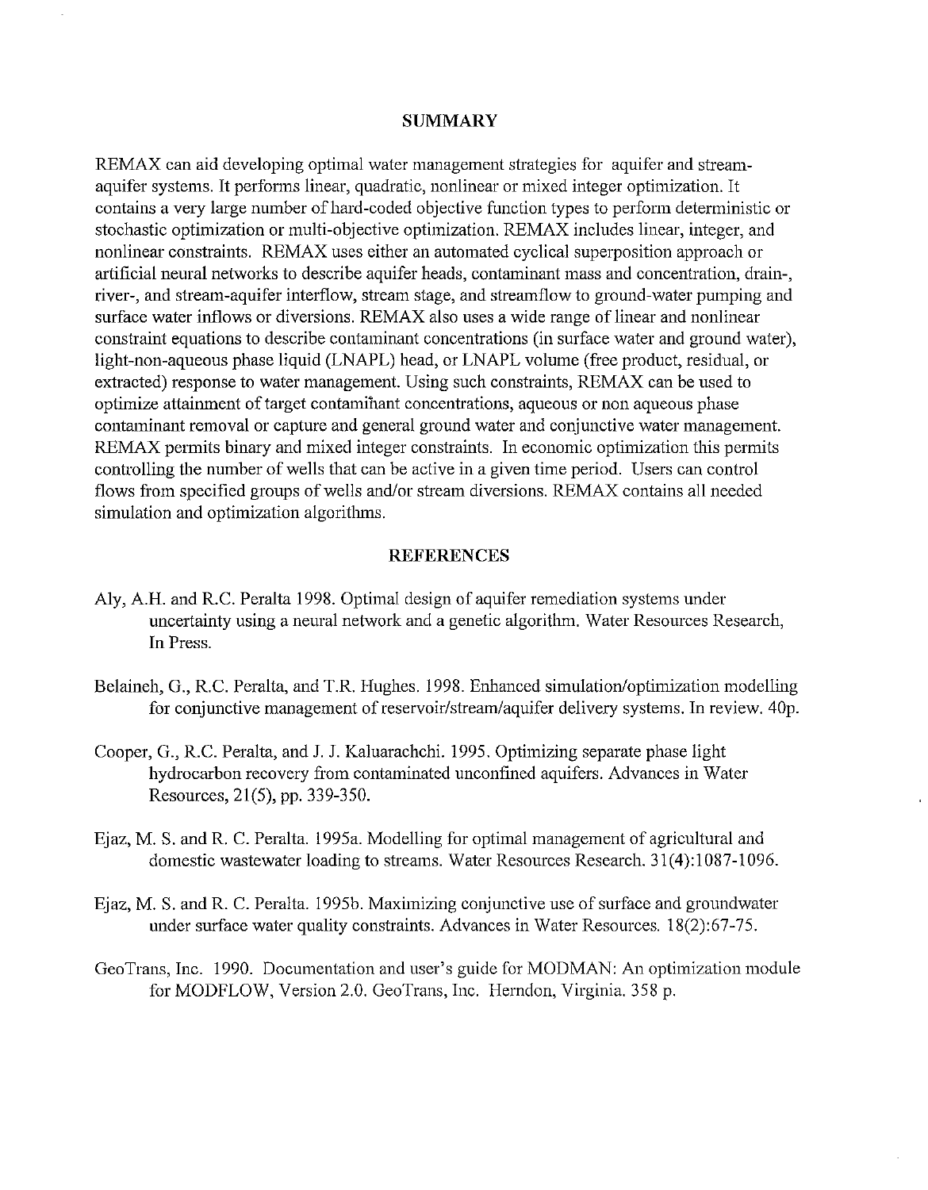## SUMMARY

REMAX can aid developing optimal water management strategies for aquifer and stream-aquifer systems. It performs linear, quadratic, nonlinear or mixed integer optimization. It contains a very large number of hard-coded objective function types to perform deterministic or stochastic optimization or multi-objective optimization. REMAX includes linear, integer, and nonlinear constraints. REMAX uses either an automated cyclical superposition approach or artificial neural networks to describe aquifer heads, contaminant mass and concentration, drain-, river-, and stream-aquifer interflow, stream stage, and streamflow to ground-water pumping and surface water inflows or diversions. REMAX also uses a wide range of linear and nonlinear constraint equations to describe contaminant concentrations (in surface water and ground water), light-non-aqueous phase liquid (LNAPL) head, or LNAPL volume (free product, residual, or extracted) response to water management. Using such constraints, REMAX can be used to optimize attainment of target contaminant concentrations, aqueous or non aqueous phase contaminant removal or capture and general ground water and conjunctive water management. REMAX permits binary and mixed integer constraints. In economic optimization this permits controlling the number of wells that can be active in a given time period. Users can control flows from specified groups of wells and/or stream diversions. REMAX contains all needed simulation and optimization algorithms.

## REFERENCES

Aly, A.H. and R.C. Peralta 1998. Optimal design of aquifer remediation systems under uncertainty using a neural network and a genetic algorithm. Water Resources Research, In Press.

Belaineh, G., R.C. Peralta, and T.R. Hughes. 1998. Enhanced simulation/optimization modelling for conjunctive management of reservoir/stream/aquifer delivery systems. In review. 40p.

Cooper, G., R.C. Peralta, and J. J. Kaluarachchi. 1995. Optimizing separate phase light hydrocarbon recovery from contaminated unconfined aquifers. Advances in Water Resources, 21(5), pp. 339-350.

Ejaz, M. S. and R. C. Peralta. 1995a. Modelling for optimal management of agricultural and domestic wastewater loading to streams. Water Resources Research. 31(4):1087-1096.

Ejaz, M. S. and R. C. Peralta. 1995b. Maximizing conjunctive use of surface and groundwater under surface water quality constraints. Advances in Water Resources. 18(2):67-75.

GeoTrans, Inc. 1990. Documentation and user's guide for MODMAN: An optimization module for MODFLOW, Version 2.0. GeoTrans, Inc. Herndon, Virginia. 358 p.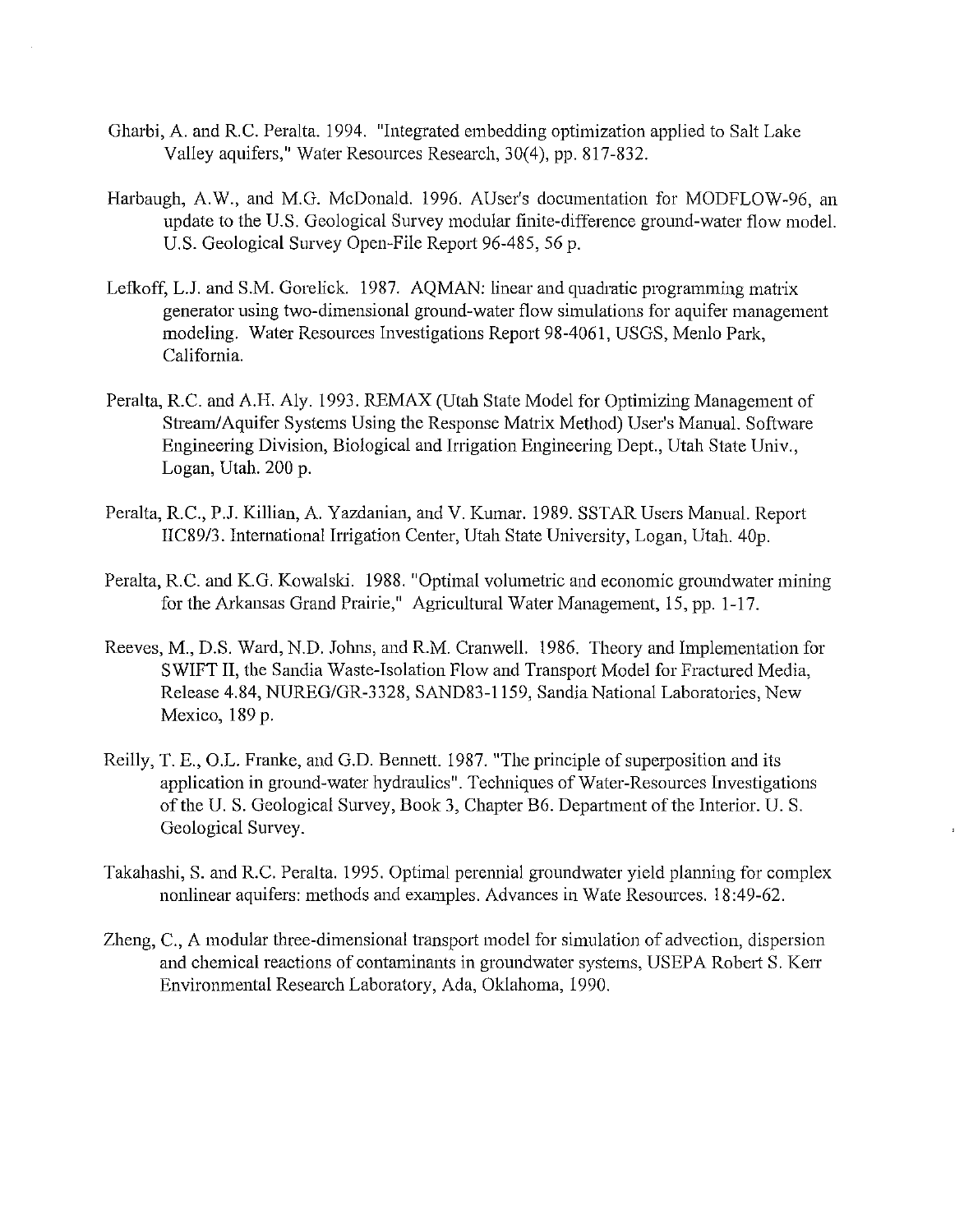Gharbi, A. and R.C. Peralta. 1994. "Integrated embedding optimization applied to Salt Lake Valley aquifers," Water Resources Research, 30(4), pp. 817-832.

Harbaugh, A.W., and M.G. McDonald. 1996. AUser's documentation for MODFLOW-96, an update to the U.S. Geological Survey modular finite-difference ground-water flow model. U.S. Geological Survey Open-File Report 96-485, 56 p.

Lefkoff, L.J. and S.M. Gorelick. 1987. AQMAN: linear and quadratic programming matrix generator using two-dimensional ground-water flow simulations for aquifer management modeling. Water Resources Investigations Report 98-4061, USGS, Menlo Park, California.

Peralta, R.C. and A.H. Aly. 1993. REMAX (Utah State Model for Optimizing Management of Stream/Aquifer Systems Using the Response Matrix Method) User's Manual. Software Engineering Division, Biological and Irrigation Engineering Dept., Utah State Univ., Logan, Utah. 200 p.

Peralta, R.C., P.J. Killian, A. Yazdanian, and V. Kumar. 1989. SSTAR Users Manual. Report IIC89/3. International Irrigation Center, Utah State University, Logan, Utah. 40p.

Peralta, R.C. and K.G. Kowalski. 1988. "Optimal volumetric and economic groundwater mining for the Arkansas Grand Prairie," Agricultural Water Management, 15, pp. 1-17.

Reeves, M., D.S. Ward, N.D. Johns, and R.M. Cranwell. 1986. Theory and Implementation for SWIFT II, the Sandia Waste-Isolation Flow and Transport Model for Fractured Media, Release 4.84, NUREG/GR-3328, SAND83-1159, Sandia National Laboratories, New Mexico, 189 p.

Reilly, T. E., O.L. Franke, and G.D. Bennett. 1987. "The principle of superposition and its application in ground-water hydraulics". Techniques of Water-Resources Investigations of the U. S. Geological Survey, Book 3, Chapter B6. Department of the Interior. U. S. Geological Survey.

Takahashi, S. and R.C. Peralta. 1995. Optimal perennial groundwater yield planning for complex nonlinear aquifers: methods and examples. Advances in Wate Resources. 18:49-62.

Zheng, C., A modular three-dimensional transport model for simulation of advection, dispersion and chemical reactions of contaminants in groundwater systems, USEPA Robert S. Kerr Environmental Research Laboratory, Ada, Oklahoma, 1990.